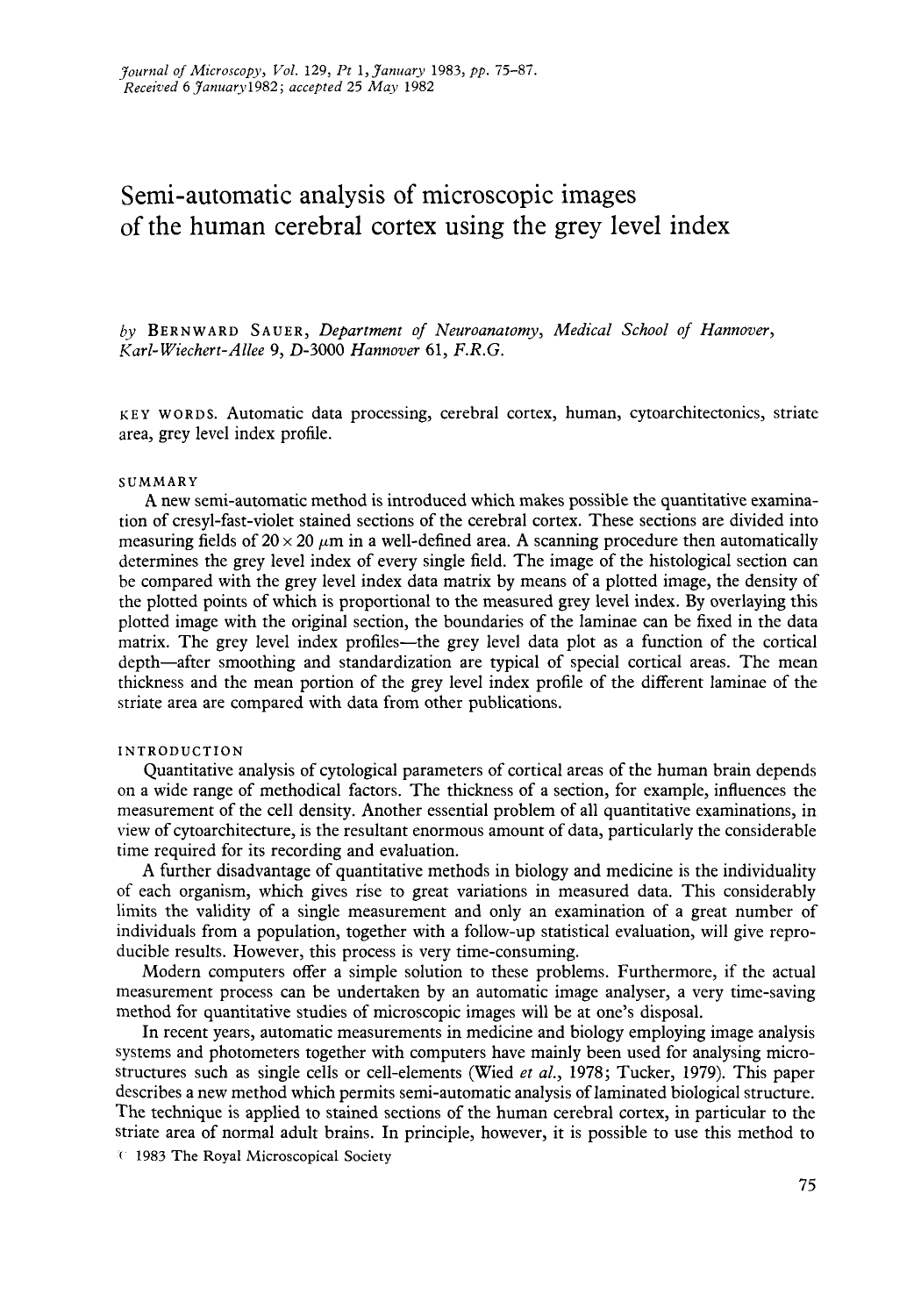*Journal of Microscopy*, Vol. 129, Pt 1, *January* 1983, pp. 75–87.
*Received* 6 *January*1982; *accepted* 25 *May* 1982

# Semi-automatic analysis of microscopic images of the human cerebral cortex using the grey level index

*by* BERNWARD SAUER, *Department of Neuroanatomy, Medical School of Hannover, Karl-Wiechert-Allee* 9, *D*-3000 *Hannover* 61, *F.R.G.*

KEY WORDS. Automatic data processing, cerebral cortex, human, cytoarchitectonics, striate area, grey level index profile.

## SUMMARY

A new semi-automatic method is introduced which makes possible the quantitative examination of cresyl-fast-violet stained sections of the cerebral cortex. These sections are divided into measuring fields of $20 \times 20$ $\mu$m in a well-defined area. A scanning procedure then automatically determines the grey level index of every single field. The image of the histological section can be compared with the grey level index data matrix by means of a plotted image, the density of the plotted points of which is proportional to the measured grey level index. By overlaying this plotted image with the original section, the boundaries of the laminae can be fixed in the data matrix. The grey level index profiles—the grey level data plot as a function of the cortical depth—after smoothing and standardization are typical of special cortical areas. The mean thickness and the mean portion of the grey level index profile of the different laminae of the striate area are compared with data from other publications.

## INTRODUCTION

Quantitative analysis of cytological parameters of cortical areas of the human brain depends on a wide range of methodical factors. The thickness of a section, for example, influences the measurement of the cell density. Another essential problem of all quantitative examinations, in view of cytoarchitecture, is the resultant enormous amount of data, particularly the considerable time required for its recording and evaluation.

A further disadvantage of quantitative methods in biology and medicine is the individuality of each organism, which gives rise to great variations in measured data. This considerably limits the validity of a single measurement and only an examination of a great number of individuals from a population, together with a follow-up statistical evaluation, will give reproducible results. However, this process is very time-consuming.

Modern computers offer a simple solution to these problems. Furthermore, if the actual measurement process can be undertaken by an automatic image analyser, a very time-saving method for quantitative studies of microscopic images will be at one's disposal.

In recent years, automatic measurements in medicine and biology employing image analysis systems and photometers together with computers have mainly been used for analysing microstructures such as single cells or cell-elements (Wied *et al.*, 1978; Tucker, 1979). This paper describes a new method which permits semi-automatic analysis of laminated biological structure. The technique is applied to stained sections of the human cerebral cortex, in particular to the striate area of normal adult brains. In principle, however, it is possible to use this method to

© 1983 The Royal Microscopical Society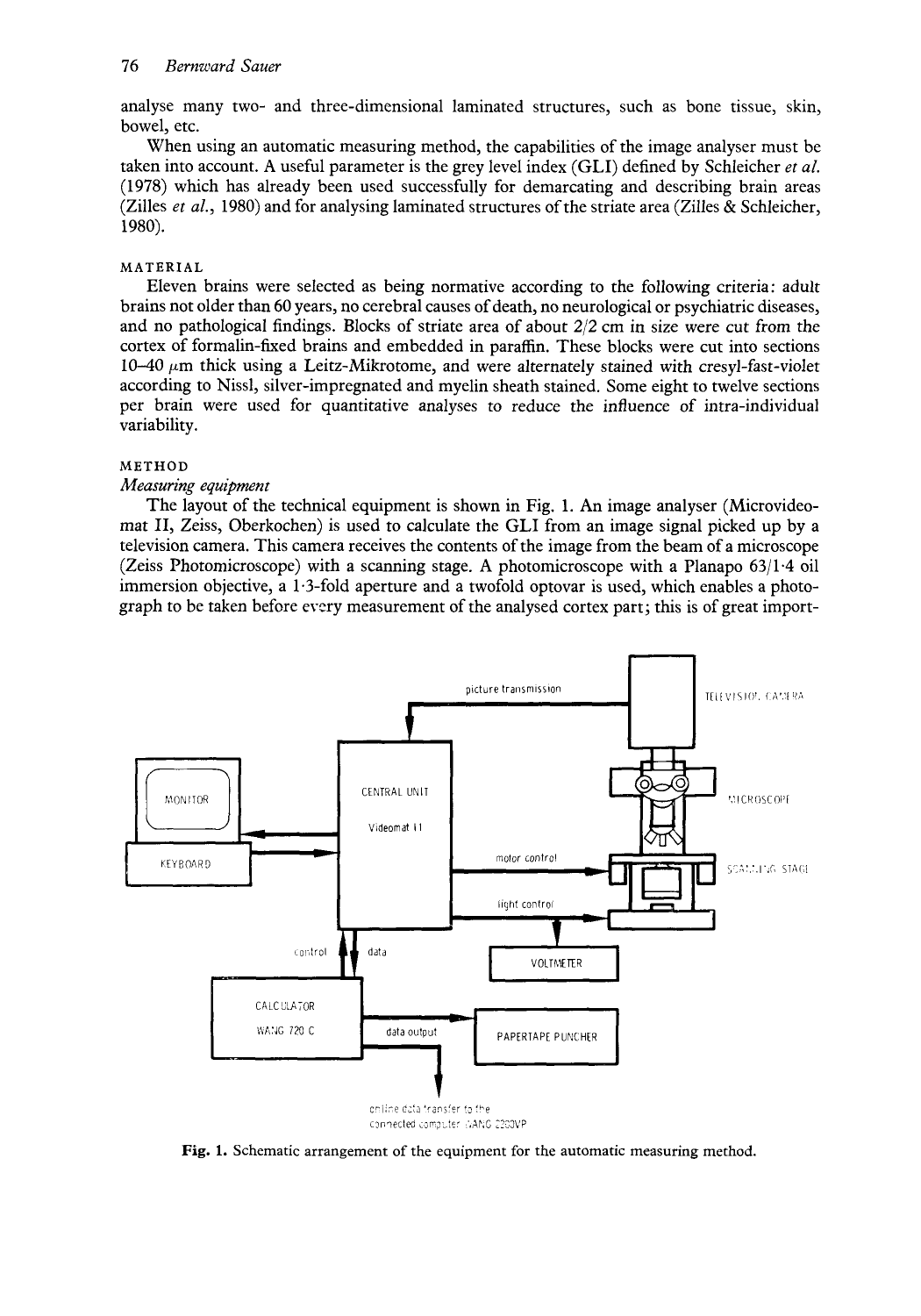analyse many two- and three-dimensional laminated structures, such as bone tissue, skin, bowel, etc.

When using an automatic measuring method, the capabilities of the image analyser must be taken into account. A useful parameter is the grey level index (GLI) defined by Schleicher *et al.* (1978) which has already been used successfully for demarcating and describing brain areas (Zilles *et al.*, 1980) and for analysing laminated structures of the striate area (Zilles & Schleicher, 1980).

## MATERIAL

Eleven brains were selected as being normative according to the following criteria: adult brains not older than 60 years, no cerebral causes of death, no neurological or psychiatric diseases, and no pathological findings. Blocks of striate area of about 2/2 cm in size were cut from the cortex of formalin-fixed brains and embedded in paraffin. These blocks were cut into sections 10–40 μm thick using a Leitz-Mikrotome, and were alternately stained with cresyl-fast-violet according to Nissl, silver-impregnated and myelin sheath stained. Some eight to twelve sections per brain were used for quantitative analyses to reduce the influence of intra-individual variability.

## METHOD

### *Measuring equipment*

The layout of the technical equipment is shown in Fig. 1. An image analyser (Microvideomat II, Zeiss, Oberkochen) is used to calculate the GLI from an image signal picked up by a television camera. This camera receives the contents of the image from the beam of a microscope (Zeiss Photomicroscope) with a scanning stage. A photomicroscope with a Planapo 63/1·4 oil immersion objective, a 1·3-fold aperture and a twofold optovar is used, which enables a photograph to be taken before every measurement of the analysed cortex part; this is of great import-

**Fig. 1.** Schematic arrangement of the equipment for the automatic measuring method.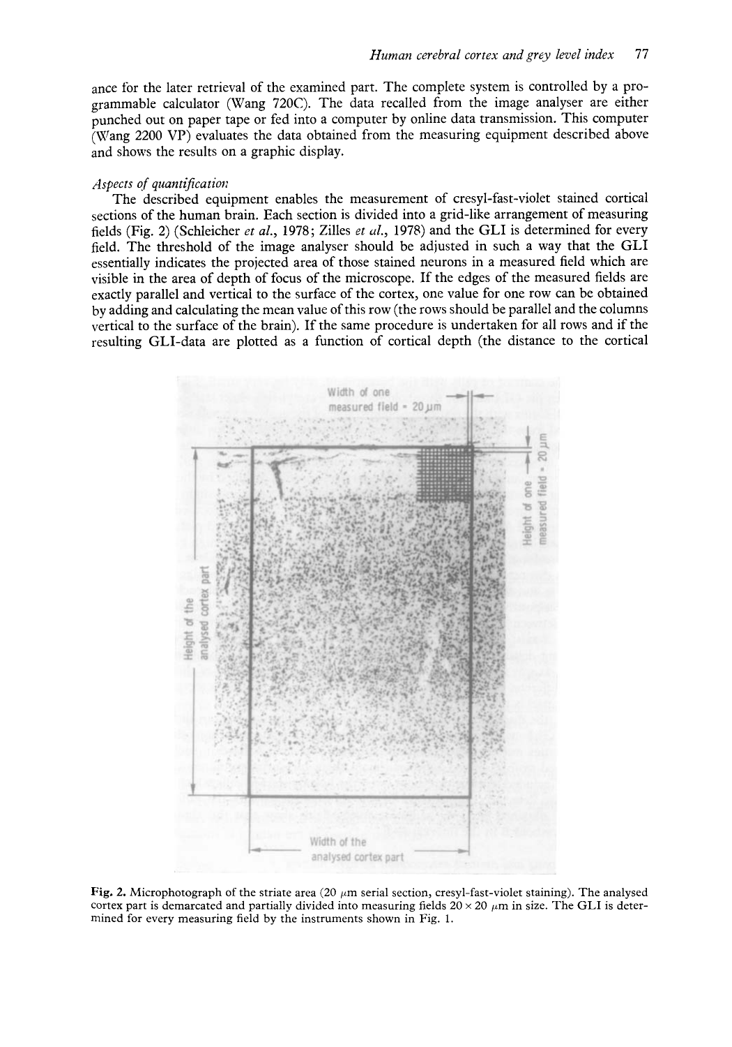ance for the later retrieval of the examined part. The complete system is controlled by a programmable calculator (Wang 720C). The data recalled from the image analyser are either punched out on paper tape or fed into a computer by online data transmission. This computer (Wang 2200 VP) evaluates the data obtained from the measuring equipment described above and shows the results on a graphic display.

*Aspects of quantification*

The described equipment enables the measurement of cresyl-fast-violet stained cortical sections of the human brain. Each section is divided into a grid-like arrangement of measuring fields (Fig. 2) (Schleicher *et al.*, 1978; Zilles *et al.*, 1978) and the GLI is determined for every field. The threshold of the image analyser should be adjusted in such a way that the GLI essentially indicates the projected area of those stained neurons in a measured field which are visible in the area of depth of focus of the microscope. If the edges of the measured fields are exactly parallel and vertical to the surface of the cortex, one value for one row can be obtained by adding and calculating the mean value of this row (the rows should be parallel and the columns vertical to the surface of the brain). If the same procedure is undertaken for all rows and if the resulting GLI-data are plotted as a function of cortical depth (the distance to the cortical

**Fig. 2.** Microphotograph of the striate area (20 $\mu$m serial section, cresyl-fast-violet staining). The analysed cortex part is demarcated and partially divided into measuring fields $20 \times 20$ $\mu$m in size. The GLI is determined for every measuring field by the instruments shown in Fig. 1.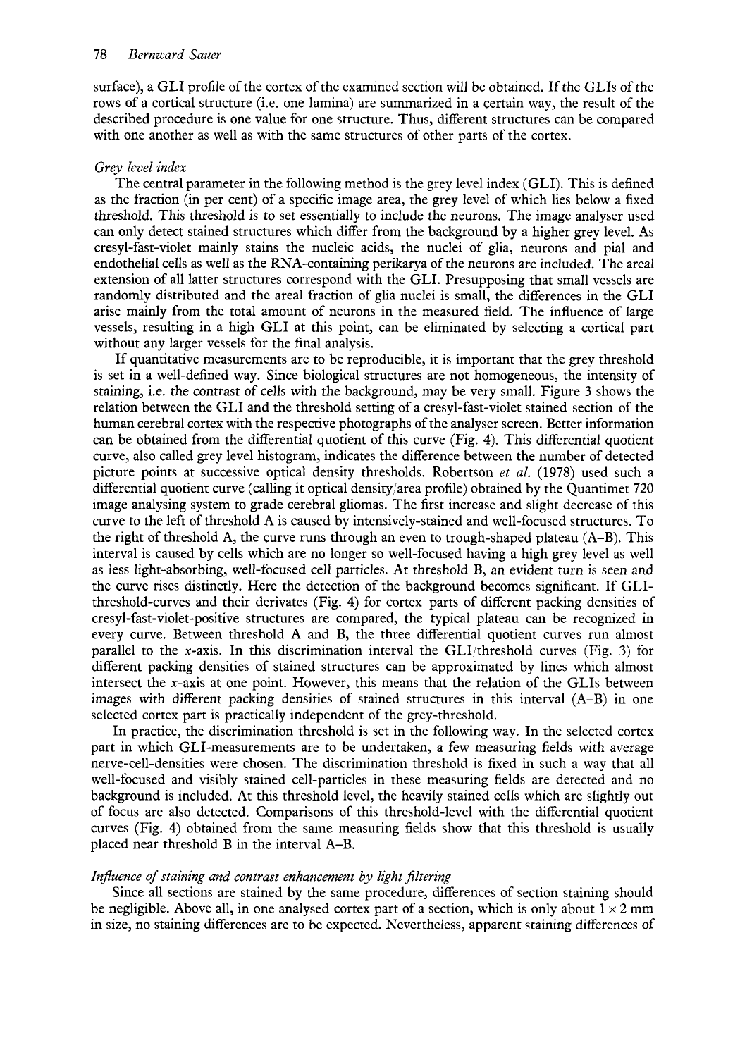surface), a GLI profile of the cortex of the examined section will be obtained. If the GLIs of the rows of a cortical structure (i.e. one lamina) are summarized in a certain way, the result of the described procedure is one value for one structure. Thus, different structures can be compared with one another as well as with the same structures of other parts of the cortex.

*Grey level index*

The central parameter in the following method is the grey level index (GLI). This is defined as the fraction (in per cent) of a specific image area, the grey level of which lies below a fixed threshold. This threshold is to set essentially to include the neurons. The image analyser used can only detect stained structures which differ from the background by a higher grey level. As cresyl-fast-violet mainly stains the nucleic acids, the nuclei of glia, neurons and pial and endothelial cells as well as the RNA-containing perikarya of the neurons are included. The areal extension of all latter structures correspond with the GLI. Presupposing that small vessels are randomly distributed and the areal fraction of glia nuclei is small, the differences in the GLI arise mainly from the total amount of neurons in the measured field. The influence of large vessels, resulting in a high GLI at this point, can be eliminated by selecting a cortical part without any larger vessels for the final analysis.

If quantitative measurements are to be reproducible, it is important that the grey threshold is set in a well-defined way. Since biological structures are not homogeneous, the intensity of staining, i.e. the contrast of cells with the background, may be very small. Figure 3 shows the relation between the GLI and the threshold setting of a cresyl-fast-violet stained section of the human cerebral cortex with the respective photographs of the analyser screen. Better information can be obtained from the differential quotient of this curve (Fig. 4). This differential quotient curve, also called grey level histogram, indicates the difference between the number of detected picture points at successive optical density thresholds. Robertson *et al.* (1978) used such a differential quotient curve (calling it optical density/area profile) obtained by the Quantimet 720 image analysing system to grade cerebral gliomas. The first increase and slight decrease of this curve to the left of threshold A is caused by intensively-stained and well-focused structures. To the right of threshold A, the curve runs through an even to trough-shaped plateau (A–B). This interval is caused by cells which are no longer so well-focused having a high grey level as well as less light-absorbing, well-focused cell particles. At threshold B, an evident turn is seen and the curve rises distinctly. Here the detection of the background becomes significant. If GLI-threshold-curves and their derivates (Fig. 4) for cortex parts of different packing densities of cresyl-fast-violet-positive structures are compared, the typical plateau can be recognized in every curve. Between threshold A and B, the three differential quotient curves run almost parallel to the $x$-axis. In this discrimination interval the GLI/threshold curves (Fig. 3) for different packing densities of stained structures can be approximated by lines which almost intersect the $x$-axis at one point. However, this means that the relation of the GLIs between images with different packing densities of stained structures in this interval (A–B) in one selected cortex part is practically independent of the grey-threshold.

In practice, the discrimination threshold is set in the following way. In the selected cortex part in which GLI-measurements are to be undertaken, a few measuring fields with average nerve-cell-densities were chosen. The discrimination threshold is fixed in such a way that all well-focused and visibly stained cell-particles in these measuring fields are detected and no background is included. At this threshold level, the heavily stained cells which are slightly out of focus are also detected. Comparisons of this threshold-level with the differential quotient curves (Fig. 4) obtained from the same measuring fields show that this threshold is usually placed near threshold B in the interval A–B.

*Influence of staining and contrast enhancement by light filtering*

Since all sections are stained by the same procedure, differences of section staining should be negligible. Above all, in one analysed cortex part of a section, which is only about $1 \times 2$ mm in size, no staining differences are to be expected. Nevertheless, apparent staining differences of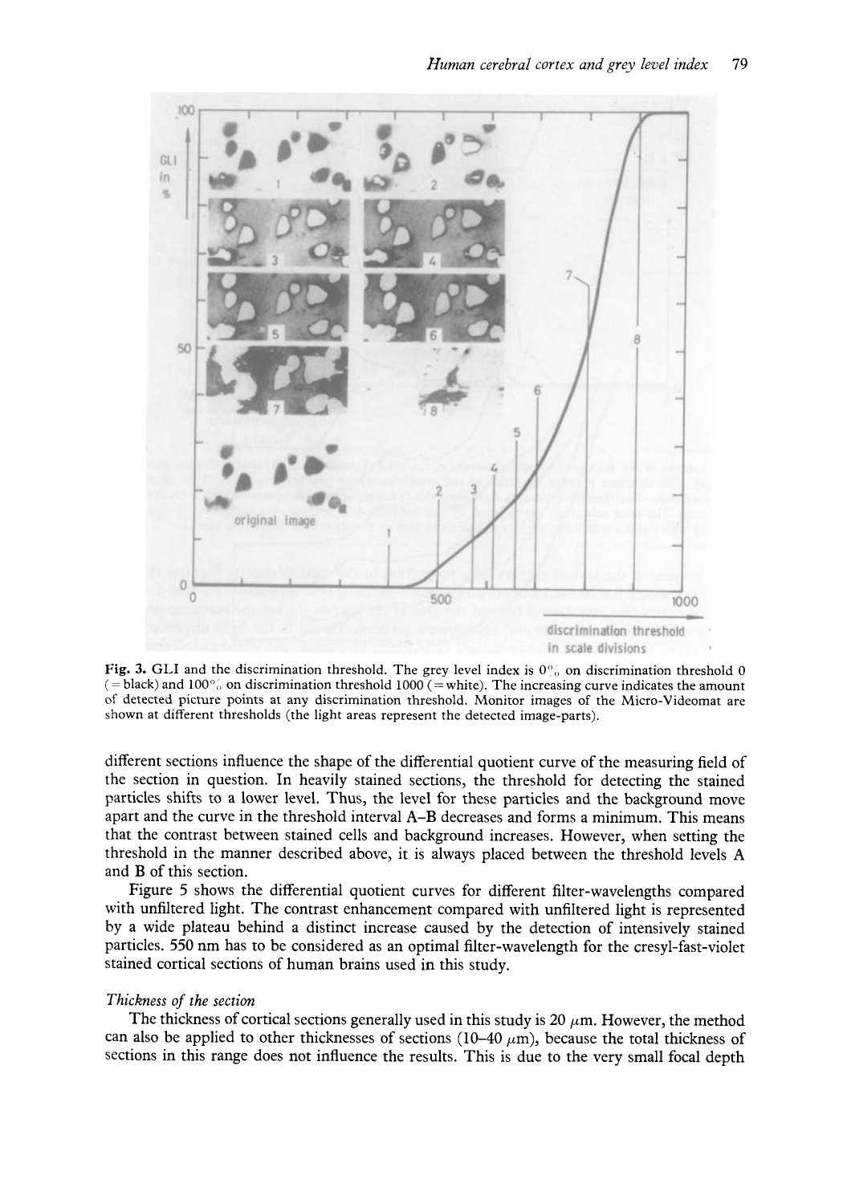Fig. 3. GLI and the discrimination threshold. The grey level index is 0% on discrimination threshold 0 (= black) and 100% on discrimination threshold 1000 (= white). The increasing curve indicates the amount of detected picture points at any discrimination threshold. Monitor images of the Micro-Videomat are shown at different thresholds (the light areas represent the detected image-parts).

different sections influence the shape of the differential quotient curve of the measuring field of the section in question. In heavily stained sections, the threshold for detecting the stained particles shifts to a lower level. Thus, the level for these particles and the background move apart and the curve in the threshold interval A–B decreases and forms a minimum. This means that the contrast between stained cells and background increases. However, when setting the threshold in the manner described above, it is always placed between the threshold levels A and B of this section.

Figure 5 shows the differential quotient curves for different filter-wavelengths compared with unfiltered light. The contrast enhancement compared with unfiltered light is represented by a wide plateau behind a distinct increase caused by the detection of intensively stained particles. 550 nm has to be considered as an optimal filter-wavelength for the cresyl-fast-violet stained cortical sections of human brains used in this study.

*Thickness of the section*

The thickness of cortical sections generally used in this study is 20 $\mu$m. However, the method can also be applied to other thicknesses of sections (10–40 $\mu$m), because the total thickness of sections in this range does not influence the results. This is due to the very small focal depth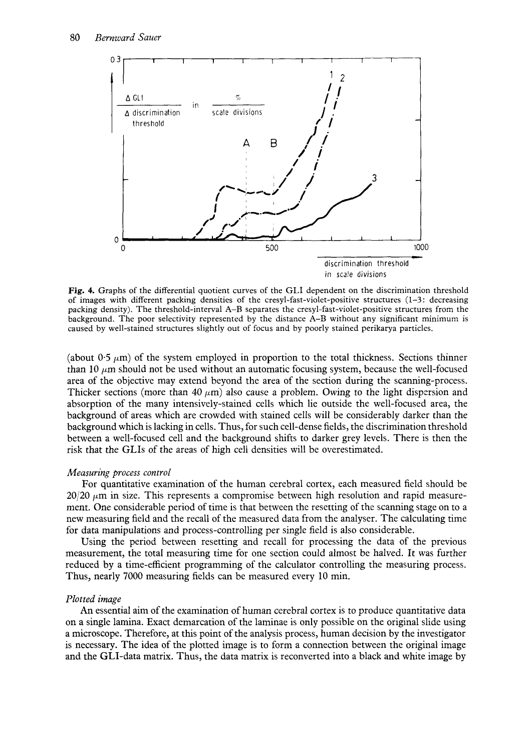**Fig. 4.** Graphs of the differential quotient curves of the GLI dependent on the discrimination threshold of images with different packing densities of the cresyl-fast-violet-positive structures (1–3: decreasing packing density). The threshold-interval A–B separates the cresyl-fast-violet-positive structures from the background. The poor selectivity represented by the distance A–B without any significant minimum is caused by well-stained structures slightly out of focus and by poorly stained perikarya particles.

(about 0·5 μm) of the system employed in proportion to the total thickness. Sections thinner than 10 μm should not be used without an automatic focusing system, because the well-focused area of the objective may extend beyond the area of the section during the scanning-process. Thicker sections (more than 40 μm) also cause a problem. Owing to the light dispersion and absorption of the many intensively-stained cells which lie outside the well-focused area, the background of areas which are crowded with stained cells will be considerably darker than the background which is lacking in cells. Thus, for such cell-dense fields, the discrimination threshold between a well-focused cell and the background shifts to darker grey levels. There is then the risk that the GLIs of the areas of high cell densities will be overestimated.

*Measuring process control*

For quantitative examination of the human cerebral cortex, each measured field should be 20/20 μm in size. This represents a compromise between high resolution and rapid measurement. One considerable period of time is that between the resetting of the scanning stage on to a new measuring field and the recall of the measured data from the analyser. The calculating time for data manipulations and process-controlling per single field is also considerable.

Using the period between resetting and recall for processing the data of the previous measurement, the total measuring time for one section could almost be halved. It was further reduced by a time-efficient programming of the calculator controlling the measuring process. Thus, nearly 7000 measuring fields can be measured every 10 min.

*Plotted image*

An essential aim of the examination of human cerebral cortex is to produce quantitative data on a single lamina. Exact demarcation of the laminae is only possible on the original slide using a microscope. Therefore, at this point of the analysis process, human decision by the investigator is necessary. The idea of the plotted image is to form a connection between the original image and the GLI-data matrix. Thus, the data matrix is reconverted into a black and white image by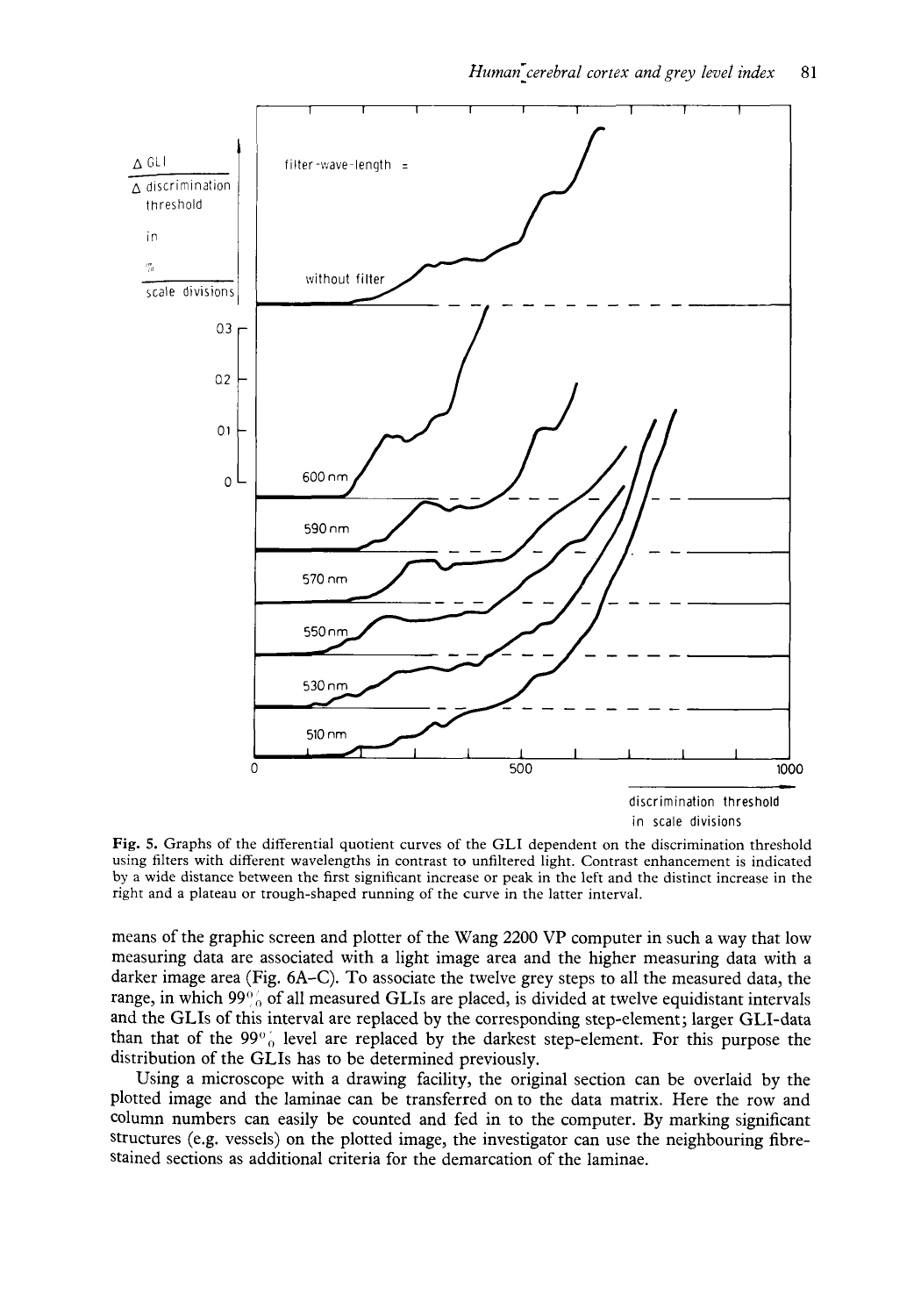Fig. 5. Graphs of the differential quotient curves of the GLI dependent on the discrimination threshold using filters with different wavelengths in contrast to unfiltered light. Contrast enhancement is indicated by a wide distance between the first significant increase or peak in the left and the distinct increase in the right and a plateau or trough-shaped running of the curve in the latter interval.

means of the graphic screen and plotter of the Wang 2200 VP computer in such a way that low measuring data are associated with a light image area and the higher measuring data with a darker image area (Fig. 6A–C). To associate the twelve grey steps to all the measured data, the range, in which 99% of all measured GLIs are placed, is divided at twelve equidistant intervals and the GLIs of this interval are replaced by the corresponding step-element; larger GLI-data than that of the 99% level are replaced by the darkest step-element. For this purpose the distribution of the GLIs has to be determined previously.

Using a microscope with a drawing facility, the original section can be overlaid by the plotted image and the laminae can be transferred on to the data matrix. Here the row and column numbers can easily be counted and fed in to the computer. By marking significant structures (e.g. vessels) on the plotted image, the investigator can use the neighbouring fibre-stained sections as additional criteria for the demarcation of the laminae.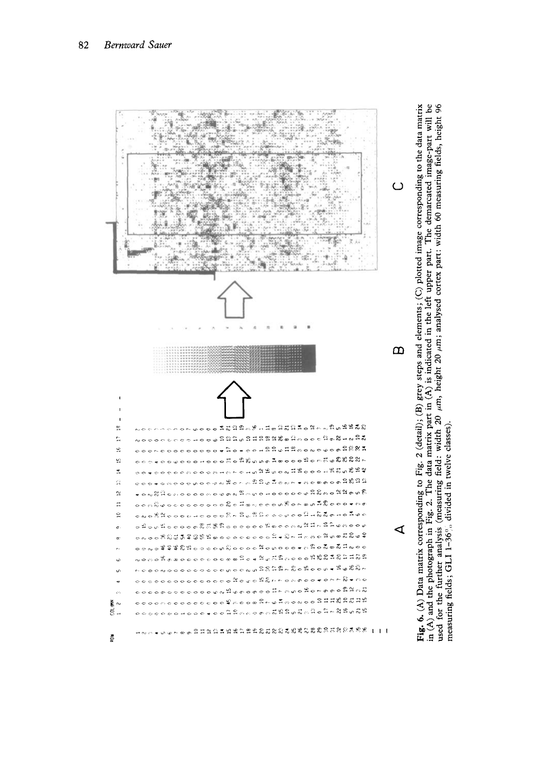**Fig. 6.** (A) Data matrix corresponding to Fig. 2 (detail); (B) grey steps and elements; (C) plotted image corresponding to the data matrix in (A) and the photograph in Fig. 2. The data matrix part in (A) is indicated in the left upper part. The demarcated image-part will be used for the further analysis (measuring field: width 20 $\mu$m, height 20 $\mu$m; analysed cortex part: width 60 measuring fields, height 96 measuring fields; GLI 1–36%, divided in twelve classes).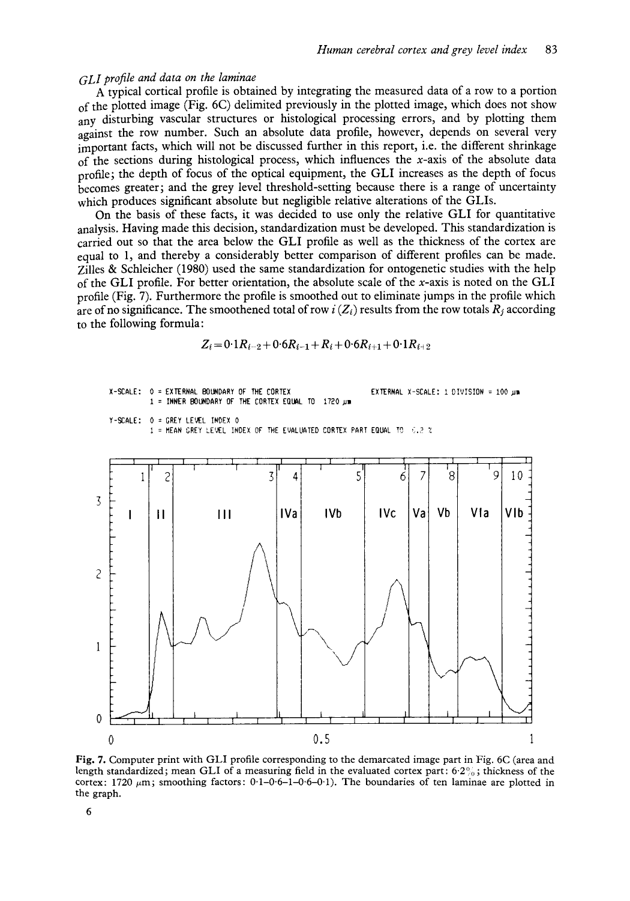*GLI profile and data on the laminae*

A typical cortical profile is obtained by integrating the measured data of a row to a portion of the plotted image (Fig. 6C) delimited previously in the plotted image, which does not show any disturbing vascular structures or histological processing errors, and by plotting them against the row number. Such an absolute data profile, however, depends on several very important facts, which will not be discussed further in this report, i.e. the different shrinkage of the sections during histological process, which influences the $x$-axis of the absolute data profile; the depth of focus of the optical equipment, the GLI increases as the depth of focus becomes greater; and the grey level threshold-setting because there is a range of uncertainty which produces significant absolute but negligible relative alterations of the GLIs.

On the basis of these facts, it was decided to use only the relative GLI for quantitative analysis. Having made this decision, standardization must be developed. This standardization is carried out so that the area below the GLI profile as well as the thickness of the cortex are equal to 1, and thereby a considerably better comparison of different profiles can be made. Zilles & Schleicher (1980) used the same standardization for ontogenetic studies with the help of the GLI profile. For better orientation, the absolute scale of the $x$-axis is noted on the GLI profile (Fig. 7). Furthermore the profile is smoothed out to eliminate jumps in the profile which are of no significance. The smoothened total of row $i$ ($Z_i$) results from the row totals $R_j$ according to the following formula:

$$Z_i = 0{\cdot}1R_{i-2} + 0{\cdot}6R_{i-1} + R_i + 0{\cdot}6R_{i+1} + 0{\cdot}1R_{i+2}$$

```
X-SCALE: 0 = EXTERNAL BOUNDARY OF THE CORTEX                EXTERNAL X-SCALE: 1 DIVISION = 100 µm
         1 = INNER BOUNDARY OF THE CORTEX EQUAL TO  1720 µm

Y-SCALE: 0 = GREY LEVEL INDEX 0
         1 = MEAN GREY LEVEL INDEX OF THE EVALUATED CORTEX PART EQUAL TO  6.2 %
```

**Fig. 7.** Computer print with GLI profile corresponding to the demarcated image part in Fig. 6C (area and length standardized; mean GLI of a measuring field in the evaluated cortex part: 6·2%; thickness of the cortex: 1720 µm; smoothing factors: 0·1–0·6–1–0·6–0·1). The boundaries of ten laminae are plotted in the graph.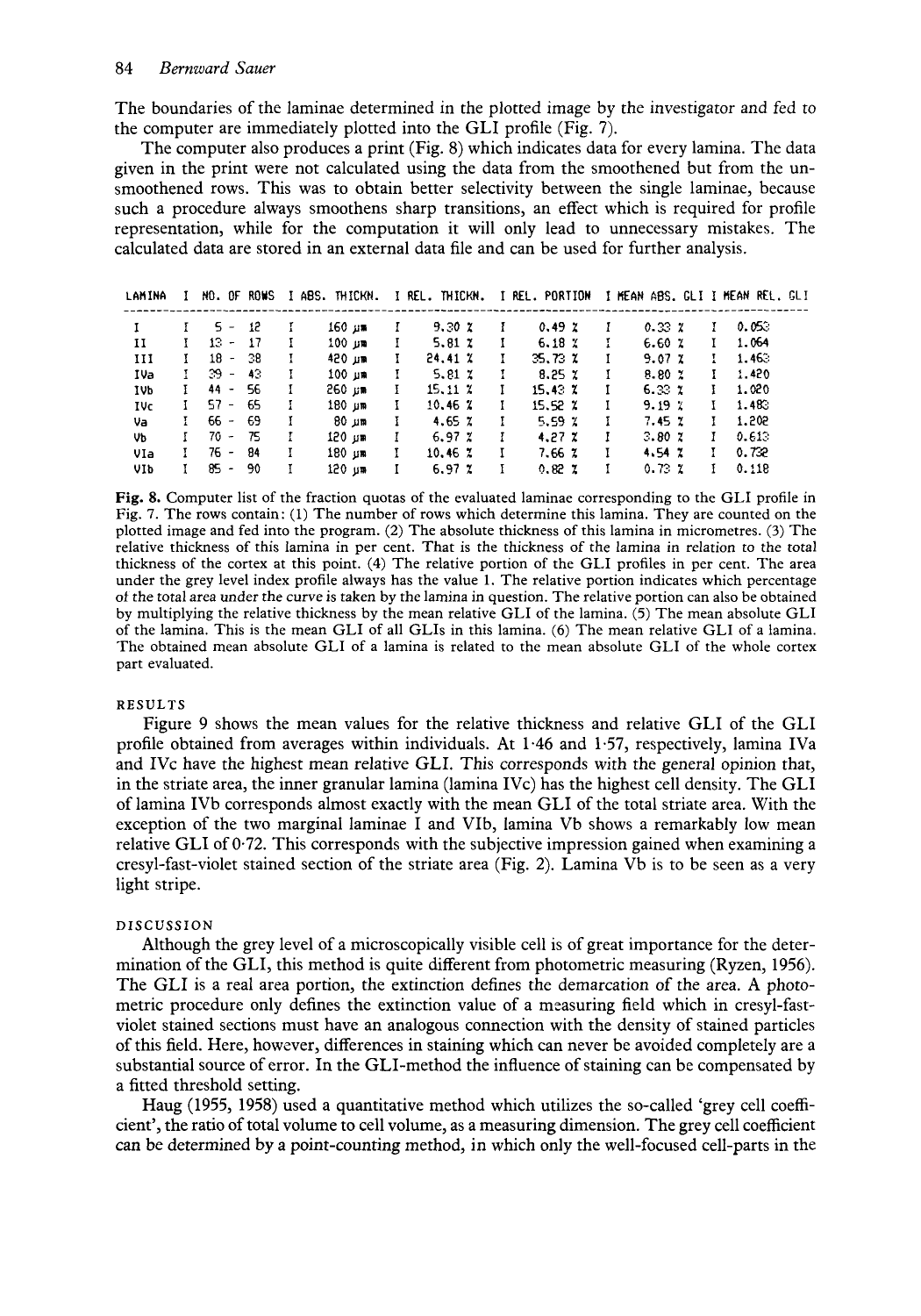The boundaries of the laminae determined in the plotted image by the investigator and fed to the computer are immediately plotted into the GLI profile (Fig. 7).

The computer also produces a print (Fig. 8) which indicates data for every lamina. The data given in the print were not calculated using the data from the smoothened but from the unsmoothened rows. This was to obtain better selectivity between the single laminae, because such a procedure always smoothens sharp transitions, an effect which is required for profile representation, while for the computation it will only lead to unnecessary mistakes. The calculated data are stored in an external data file and can be used for further analysis.

| LAMINA | NO. OF ROWS | ABS. THICKN. | REL. THICKN. | REL. PORTION | MEAN ABS. GLI | MEAN REL. GLI |
|---|---|---|---|---|---|---|
| I | 5 - 12 | 160 µm | 9.30 % | 0.49 % | 0.33 % | 0.053 |
| II | 13 - 17 | 100 µm | 5.81 % | 6.18 % | 6.60 % | 1.064 |
| III | 18 - 38 | 420 µm | 24.41 % | 35.73 % | 9.07 % | 1.463 |
| IVa | 39 - 43 | 100 µm | 5.81 % | 8.25 % | 8.80 % | 1.420 |
| IVb | 44 - 56 | 260 µm | 15.11 % | 15.43 % | 6.33 % | 1.020 |
| IVc | 57 - 65 | 180 µm | 10.46 % | 15.52 % | 9.19 % | 1.483 |
| Va | 66 - 69 | 80 µm | 4.65 % | 5.59 % | 7.45 % | 1.202 |
| Vb | 70 - 75 | 120 µm | 6.97 % | 4.27 % | 3.80 % | 0.613 |
| VIa | 76 - 84 | 180 µm | 10.46 % | 7.66 % | 4.54 % | 0.732 |
| VIb | 85 - 90 | 120 µm | 6.97 % | 0.82 % | 0.73 % | 0.118 |

**Fig. 8.** Computer list of the fraction quotas of the evaluated laminae corresponding to the GLI profile in Fig. 7. The rows contain: (1) The number of rows which determine this lamina. They are counted on the plotted image and fed into the program. (2) The absolute thickness of this lamina in micrometres. (3) The relative thickness of this lamina in per cent. That is the thickness of the lamina in relation to the total thickness of the cortex at this point. (4) The relative portion of the GLI profiles in per cent. The area under the grey level index profile always has the value 1. The relative portion indicates which percentage of the total area under the curve is taken by the lamina in question. The relative portion can also be obtained by multiplying the relative thickness by the mean relative GLI of the lamina. (5) The mean absolute GLI of the lamina. This is the mean GLI of all GLIs in this lamina. (6) The mean relative GLI of a lamina. The obtained mean absolute GLI of a lamina is related to the mean absolute GLI of the whole cortex part evaluated.

## RESULTS

Figure 9 shows the mean values for the relative thickness and relative GLI of the GLI profile obtained from averages within individuals. At 1·46 and 1·57, respectively, lamina IVa and IVc have the highest mean relative GLI. This corresponds with the general opinion that, in the striate area, the inner granular lamina (lamina IVc) has the highest cell density. The GLI of lamina IVb corresponds almost exactly with the mean GLI of the total striate area. With the exception of the two marginal laminae I and VIb, lamina Vb shows a remarkably low mean relative GLI of 0·72. This corresponds with the subjective impression gained when examining a cresyl-fast-violet stained section of the striate area (Fig. 2). Lamina Vb is to be seen as a very light stripe.

## DISCUSSION

Although the grey level of a microscopically visible cell is of great importance for the determination of the GLI, this method is quite different from photometric measuring (Ryzen, 1956). The GLI is a real area portion, the extinction defines the demarcation of the area. A photometric procedure only defines the extinction value of a measuring field which in cresyl-fast-violet stained sections must have an analogous connection with the density of stained particles of this field. Here, however, differences in staining which can never be avoided completely are a substantial source of error. In the GLI-method the influence of staining can be compensated by a fitted threshold setting.

Haug (1955, 1958) used a quantitative method which utilizes the so-called 'grey cell coefficient', the ratio of total volume to cell volume, as a measuring dimension. The grey cell coefficient can be determined by a point-counting method, in which only the well-focused cell-parts in the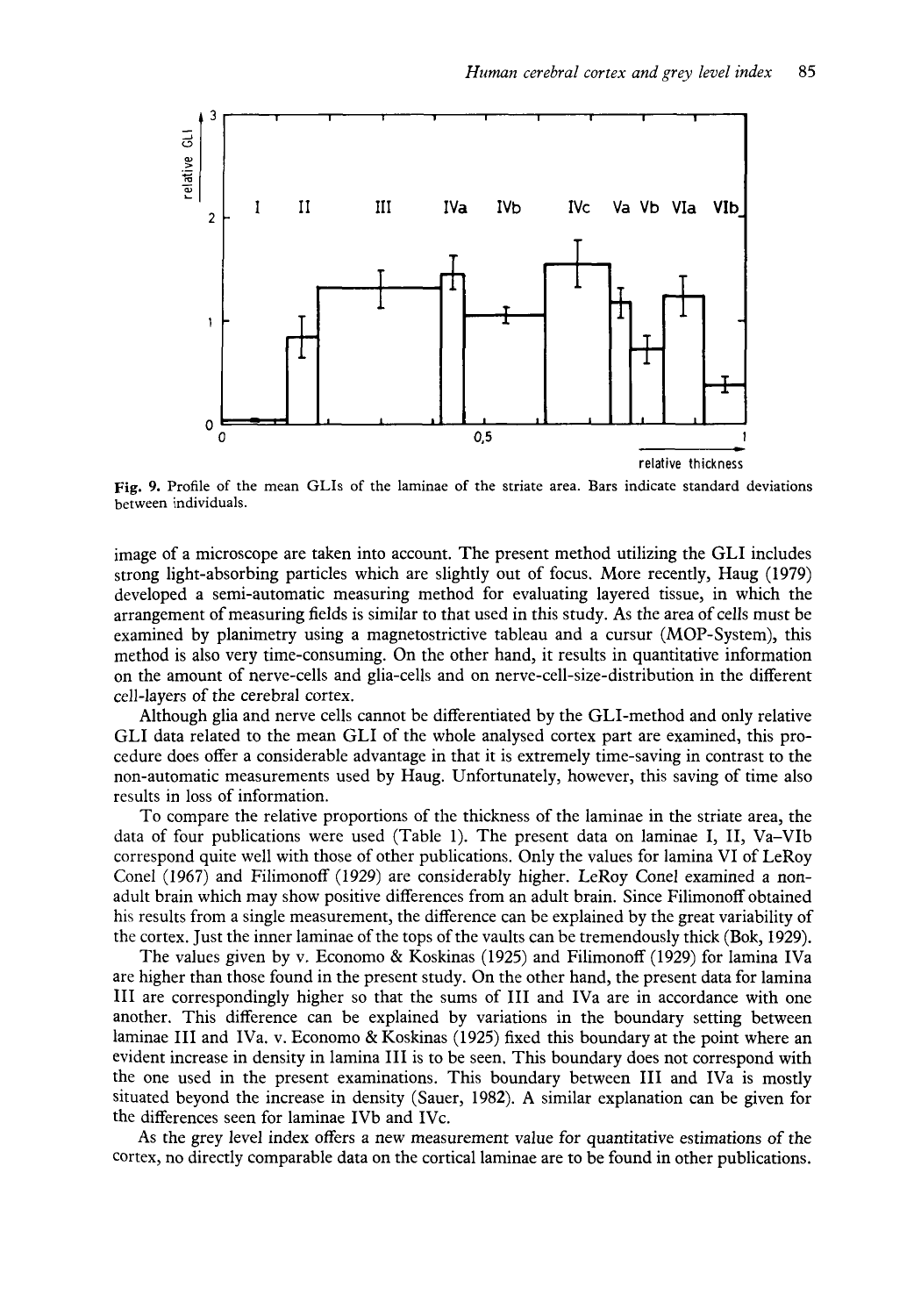Fig. 9. Profile of the mean GLIs of the laminae of the striate area. Bars indicate standard deviations between individuals.

image of a microscope are taken into account. The present method utilizing the GLI includes strong light-absorbing particles which are slightly out of focus. More recently, Haug (1979) developed a semi-automatic measuring method for evaluating layered tissue, in which the arrangement of measuring fields is similar to that used in this study. As the area of cells must be examined by planimetry using a magnetostrictive tableau and a cursur (MOP-System), this method is also very time-consuming. On the other hand, it results in quantitative information on the amount of nerve-cells and glia-cells and on nerve-cell-size-distribution in the different cell-layers of the cerebral cortex.

Although glia and nerve cells cannot be differentiated by the GLI-method and only relative GLI data related to the mean GLI of the whole analysed cortex part are examined, this procedure does offer a considerable advantage in that it is extremely time-saving in contrast to the non-automatic measurements used by Haug. Unfortunately, however, this saving of time also results in loss of information.

To compare the relative proportions of the thickness of the laminae in the striate area, the data of four publications were used (Table 1). The present data on laminae I, II, Va–VIb correspond quite well with those of other publications. Only the values for lamina VI of LeRoy Conel (1967) and Filimonoff (1929) are considerably higher. LeRoy Conel examined a non-adult brain which may show positive differences from an adult brain. Since Filimonoff obtained his results from a single measurement, the difference can be explained by the great variability of the cortex. Just the inner laminae of the tops of the vaults can be tremendously thick (Bok, 1929).

The values given by v. Economo & Koskinas (1925) and Filimonoff (1929) for lamina IVa are higher than those found in the present study. On the other hand, the present data for lamina III are correspondingly higher so that the sums of III and IVa are in accordance with one another. This difference can be explained by variations in the boundary setting between laminae III and IVa. v. Economo & Koskinas (1925) fixed this boundary at the point where an evident increase in density in lamina III is to be seen. This boundary does not correspond with the one used in the present examinations. This boundary between III and IVa is mostly situated beyond the increase in density (Sauer, 1982). A similar explanation can be given for the differences seen for laminae IVb and IVc.

As the grey level index offers a new measurement value for quantitative estimations of the cortex, no directly comparable data on the cortical laminae are to be found in other publications.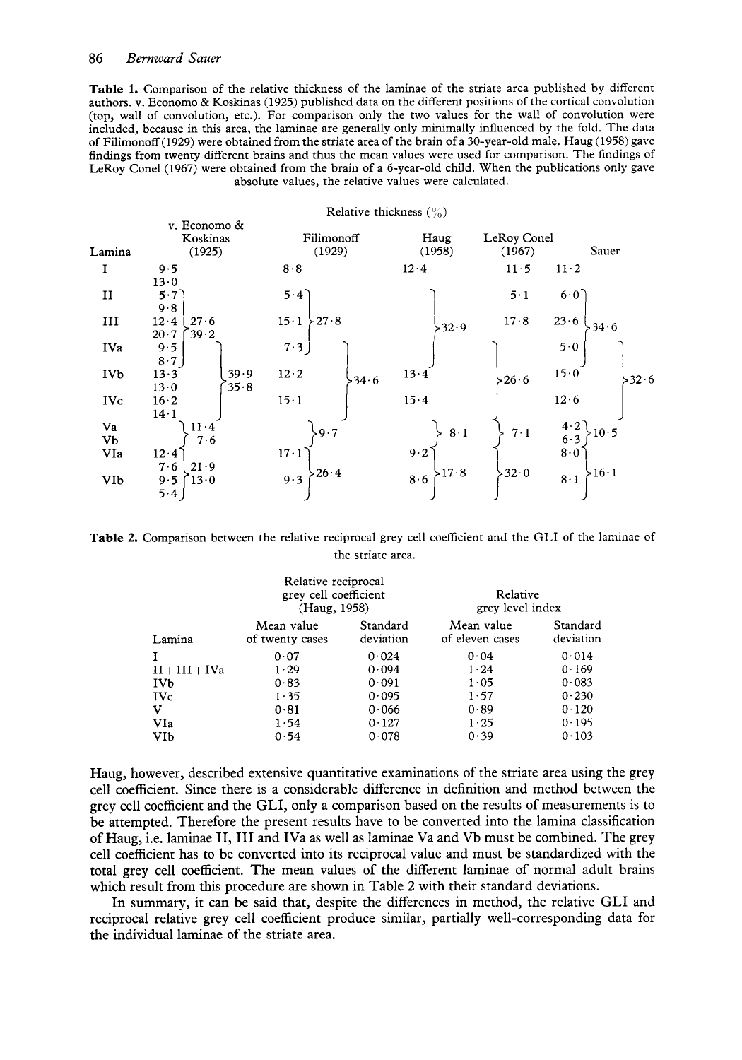**Table 1.** Comparison of the relative thickness of the laminae of the striate area published by different authors. v. Economo & Koskinas (1925) published data on the different positions of the cortical convolution (top, wall of convolution, etc.). For comparison only the two values for the wall of convolution were included, because in this area, the laminae are generally only minimally influenced by the fold. The data of Filimonoff (1929) were obtained from the striate area of the brain of a 30-year-old male. Haug (1958) gave findings from twenty different brains and thus the mean values were used for comparison. The findings of LeRoy Conel (1967) were obtained from the brain of a 6-year-old child. When the publications only gave absolute values, the relative values were calculated.

Relative thickness (%)

| Lamina | v. Economo & Koskinas (1925) | | Filimonoff (1929) | Haug (1958) | LeRoy Conel (1967) | Sauer |
|---|---|---|---|---|---|---|
| I | 9·5 | 13·0 | 8·8 | 12·4 | 11·5 | 11·2 |
| II | 5·7 | 9·8 | 5·4 | | 5·1 | 6·0 |
| III | 12·4 | 20·7 | 15·1 | | 17·8 | 23·6 |
| IVa | 9·5 | 8·7 | 7·3 | | | 5·0 |
| II + III | 27·6 | 39·2 | | | | |
| II + III + IVa | | | 27·8 | 32·9 | | 34·6 |
| IVb | 13·3 | 13·0 | 12·2 | 13·4 | | 15·0 |
| IVc | 16·2 | 14·1 | 15·1 | 15·4 | | 12·6 |
| IVa + IVb + IVc | 39·9 | 35·8 | 34·6 | | 26·6 | |
| IVb + IVc | | | | | | 32·6 |
| Va | | | | | | 4·2 |
| Vb | | | | | | 6·3 |
| Va + Vb | 11·4 | 7·6 | 9·7 | 8·1 | 7·1 | 10·5 |
| VIa | 12·4 | 7·6 | 17·1 | 9·2 | | 8·0 |
| VIb | 9·5 | 5·4 | 9·3 | 8·6 | | 8·1 |
| VIa + VIb | 21·9 | 13·0 | 26·4 | 17·8 | 32·0 | 16·1 |

**Table 2.** Comparison between the relative reciprocal grey cell coefficient and the GLI of the laminae of the striate area.

| | Relative reciprocal grey cell coefficient (Haug, 1958) | | Relative grey level index | |
|---|---|---|---|---|
| Lamina | Mean value of twenty cases | Standard deviation | Mean value of eleven cases | Standard deviation |
| I | 0·07 | 0·024 | 0·04 | 0·014 |
| II + III + IVa | 1·29 | 0·094 | 1·24 | 0·169 |
| IVb | 0·83 | 0·091 | 1·05 | 0·083 |
| IVc | 1·35 | 0·095 | 1·57 | 0·230 |
| V | 0·81 | 0·066 | 0·89 | 0·120 |
| VIa | 1·54 | 0·127 | 1·25 | 0·195 |
| VIb | 0·54 | 0·078 | 0·39 | 0·103 |

Haug, however, described extensive quantitative examinations of the striate area using the grey cell coefficient. Since there is a considerable difference in definition and method between the grey cell coefficient and the GLI, only a comparison based on the results of measurements is to be attempted. Therefore the present results have to be converted into the lamina classification of Haug, i.e. laminae II, III and IVa as well as laminae Va and Vb must be combined. The grey cell coefficient has to be converted into its reciprocal value and must be standardized with the total grey cell coefficient. The mean values of the different laminae of normal adult brains which result from this procedure are shown in Table 2 with their standard deviations.

In summary, it can be said that, despite the differences in method, the relative GLI and reciprocal relative grey cell coefficient produce similar, partially well-corresponding data for the individual laminae of the striate area.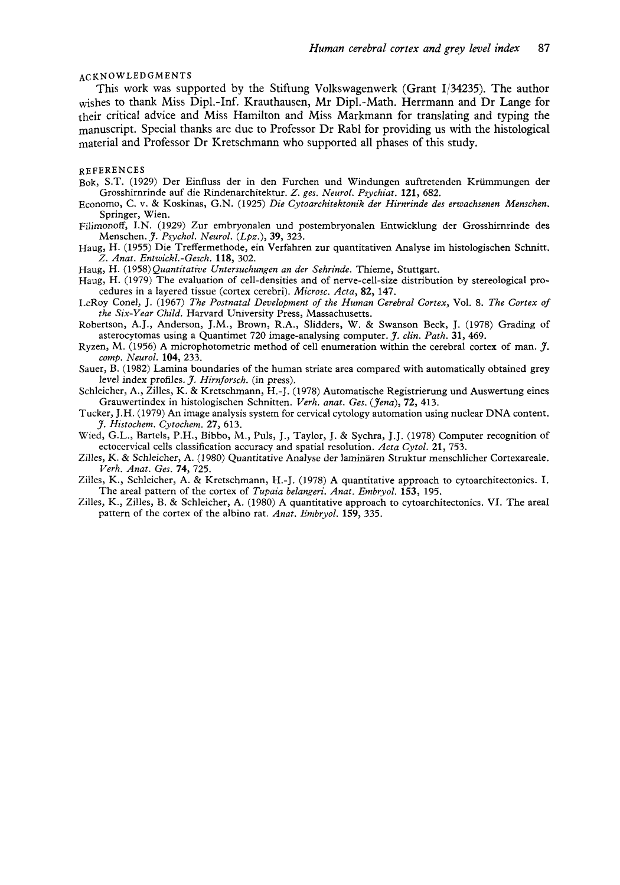## ACKNOWLEDGMENTS

This work was supported by the Stiftung Volkswagenwerk (Grant I/34235). The author wishes to thank Miss Dipl.-Inf. Krauthausen, Mr Dipl.-Math. Herrmann and Dr Lange for their critical advice and Miss Hamilton and Miss Markmann for translating and typing the manuscript. Special thanks are due to Professor Dr Rabl for providing us with the histological material and Professor Dr Kretschmann who supported all phases of this study.

## REFERENCES

Bok, S.T. (1929) Der Einfluss der in den Furchen und Windungen auftretenden Krümmungen der Grosshirnrinde auf die Rindenarchitektur. *Z. ges. Neurol. Psychiat.* **121**, 682.

Economo, C. v. & Koskinas, G.N. (1925) *Die Cytoarchitektonik der Hirnrinde des erwachsenen Menschen.* Springer, Wien.

Filimonoff, I.N. (1929) Zur embryonalen und postembryonalen Entwicklung der Grosshirnrinde des Menschen. *J. Psychol. Neurol. (Lpz.)*, **39**, 323.

Haug, H. (1955) Die Treffermethode, ein Verfahren zur quantitativen Analyse im histologischen Schnitt. *Z. Anat. Entwickl.-Gesch.* **118**, 302.

Haug, H. (1958) *Quantitative Untersuchungen an der Sehrinde.* Thieme, Stuttgart.

Haug, H. (1979) The evaluation of cell-densities and of nerve-cell-size distribution by stereological procedures in a layered tissue (cortex cerebri). *Microsc. Acta*, **82**, 147.

LeRoy Conel, J. (1967) *The Postnatal Development of the Human Cerebral Cortex,* Vol. 8. *The Cortex of the Six-Year Child.* Harvard University Press, Massachusetts.

Robertson, A.J., Anderson, J.M., Brown, R.A., Slidders, W. & Swanson Beck, J. (1978) Grading of asterocytomas using a Quantimet 720 image-analysing computer. *J. clin. Path.* **31**, 469.

Ryzen, M. (1956) A microphotometric method of cell enumeration within the cerebral cortex of man. *J. comp. Neurol.* **104**, 233.

Sauer, B. (1982) Lamina boundaries of the human striate area compared with automatically obtained grey level index profiles. *J. Hirnforsch.* (in press).

Schleicher, A., Zilles, K. & Kretschmann, H.-J. (1978) Automatische Registrierung und Auswertung eines Grauwertindex in histologischen Schnitten. *Verh. anat. Ges. (Jena)*, **72**, 413.

Tucker, J.H. (1979) An image analysis system for cervical cytology automation using nuclear DNA content. *J. Histochem. Cytochem.* **27**, 613.

Wied, G.L., Bartels, P.H., Bibbo, M., Puls, J., Taylor, J. & Sychra, J.J. (1978) Computer recognition of ectocervical cells classification accuracy and spatial resolution. *Acta Cytol.* **21**, 753.

Zilles, K. & Schleicher, A. (1980) Quantitative Analyse der laminären Struktur menschlicher Cortexareale. *Verh. Anat. Ges.* **74**, 725.

Zilles, K., Schleicher, A. & Kretschmann, H.-J. (1978) A quantitative approach to cytoarchitectonics. I. The areal pattern of the cortex of *Tupaia belangeri*. *Anat. Embryol.* **153**, 195.

Zilles, K., Zilles, B. & Schleicher, A. (1980) A quantitative approach to cytoarchitectonics. VI. The areal pattern of the cortex of the albino rat. *Anat. Embryol.* **159**, 335.